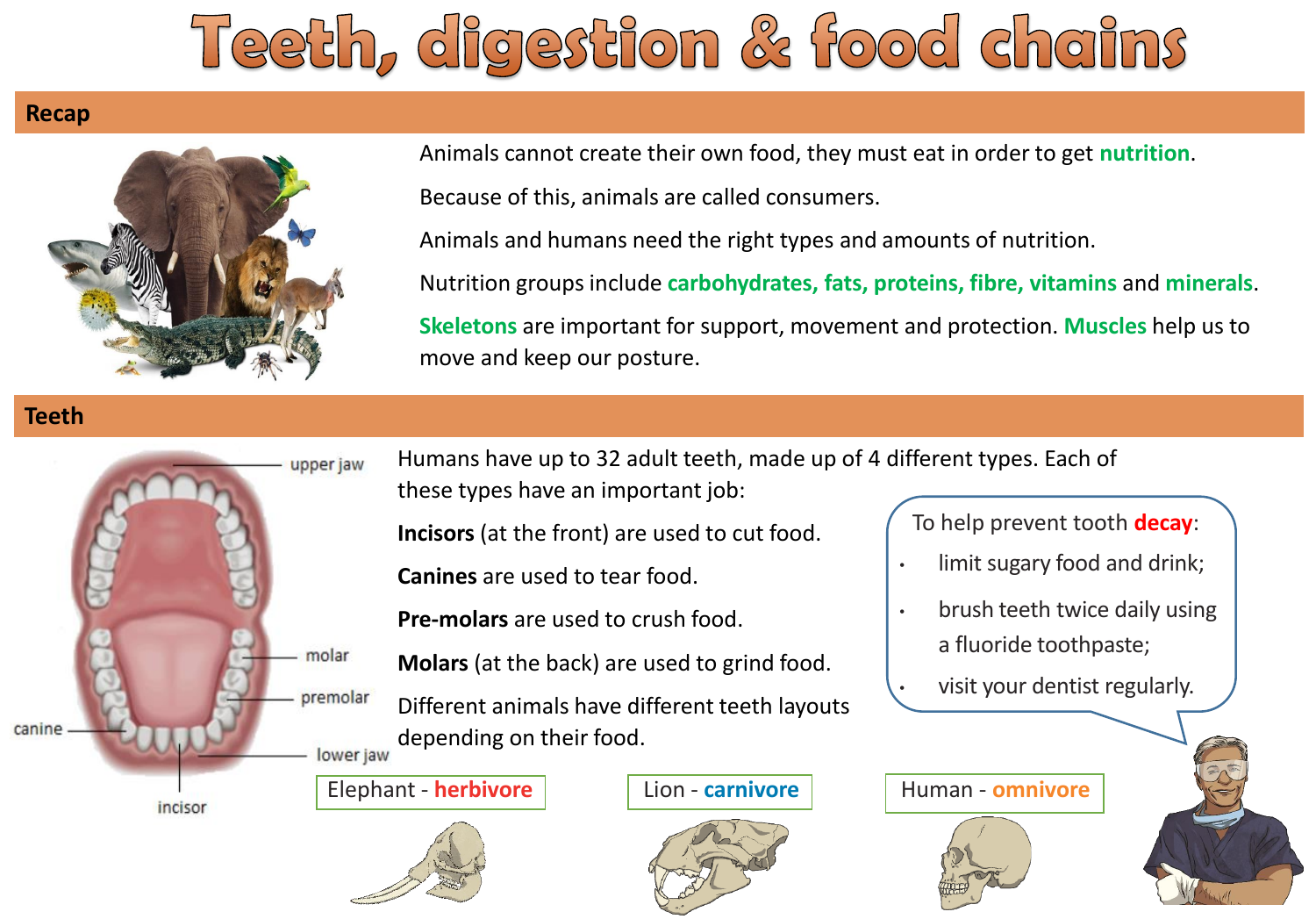# Teeth, digestion & food chains

## Recap

Animals cannot create their own food, they must eat in order to get **nutrition**.

Because of this, animals are called consumers.

Animals and humans need the right types and amounts of nutrition.

Nutrition groups include **carbohydrates, fats, proteins, fibre, vitamins** and **minerals**.

**Skeletons** are important for support, movement and protection. **Muscles** help us to move and keep our posture.

## Teeth

upper jaw

molar

premolar

canine

lower jaw

incisor

Humans have up to 32 adult teeth, made up of 4 different types. Each of these types have an important job:

**Incisors** (at the front) are used to cut food.

**Canines** are used to tear food.

**Pre-molars** are used to crush food.

**Molars** (at the back) are used to grind food.

Different animals have different teeth layouts depending on their food.

To help prevent tooth **decay**:

- limit sugary food and drink;
- brush teeth twice daily using a fluoride toothpaste;
- visit your dentist regularly.

Elephant - **herbivore**

Lion - **carnivore**

Human - **omnivore**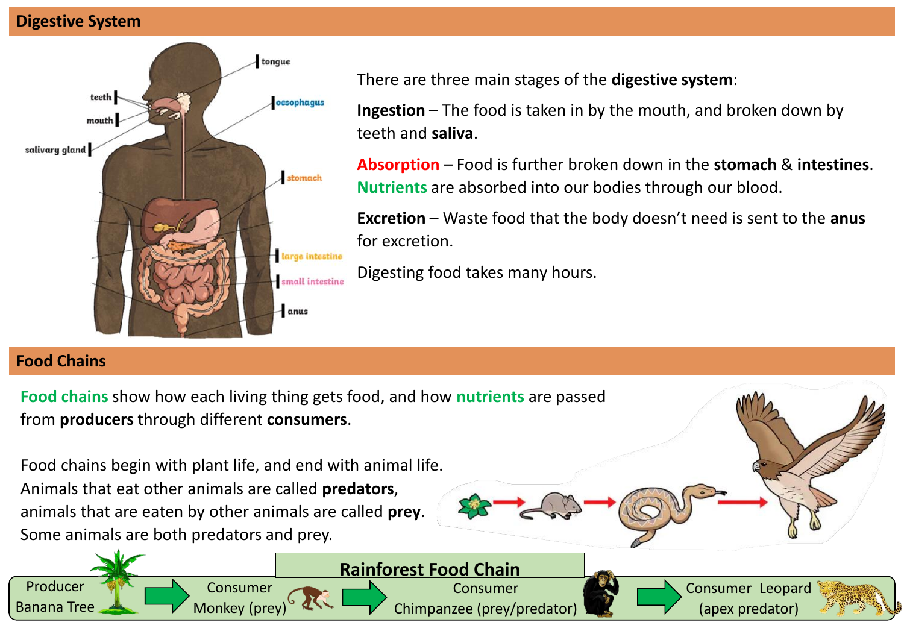## Digestive System

tongue
teeth
oesophagus
mouth
salivary gland
stomach
large intestine
small intestine
anus

There are three main stages of the **digestive system**:

**Ingestion** – The food is taken in by the mouth, and broken down by teeth and **saliva**.

**Absorption** – Food is further broken down in the **stomach** & **intestines**. **Nutrients** are absorbed into our bodies through our blood.

**Excretion** – Waste food that the body doesn't need is sent to the **anus** for excretion.

Digesting food takes many hours.

## Food Chains

**Food chains** show how each living thing gets food, and how **nutrients** are passed from **producers** through different **consumers**.

Food chains begin with plant life, and end with animal life. Animals that eat other animals are called **predators**, animals that are eaten by other animals are called **prey**. Some animals are both predators and prey.

**Rainforest Food Chain**

Producer Banana Tree → Consumer Monkey (prey) → Consumer Chimpanzee (prey/predator) → Consumer Leopard (apex predator)